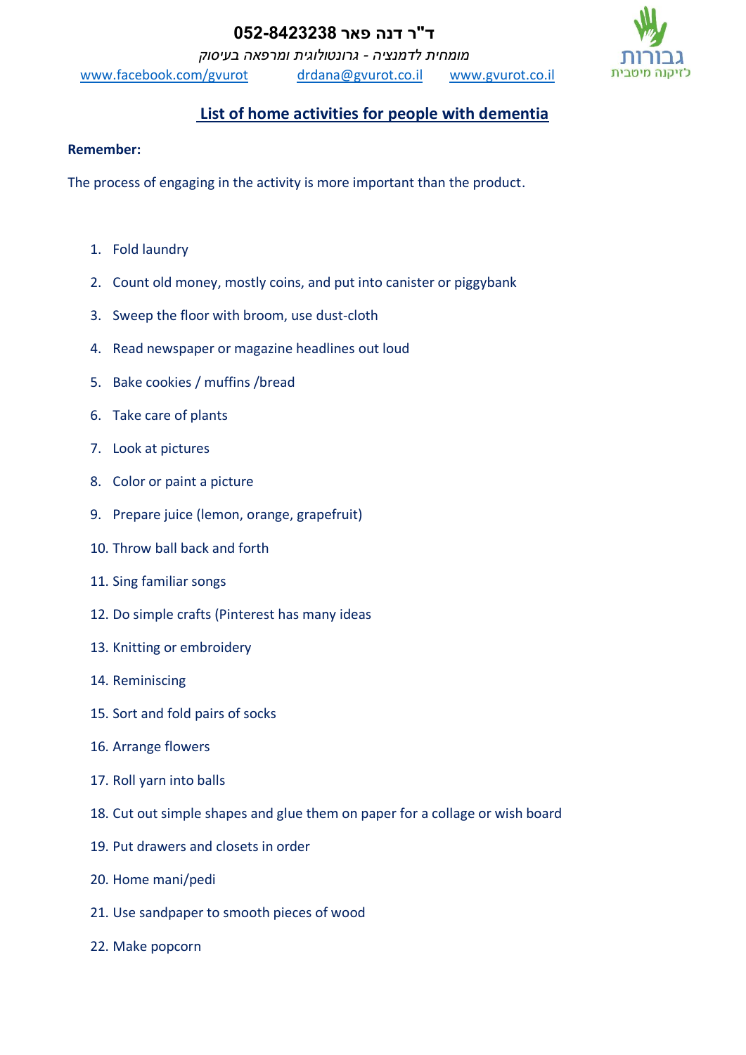**ד"ר דנה פאר 052-8423238**

*מומחית לדמנציה - גרונטולוגית ומרפאה בעיסוק*

www.facebook.com/gvurot drdana@gvurot.co.il www.gvurot.co.il

גבורות

לזיקנה מיטבית

## List of home activities for people with dementia

**Remember:**

The process of engaging in the activity is more important than the product.

1. Fold laundry
2. Count old money, mostly coins, and put into canister or piggybank
3. Sweep the floor with broom, use dust-cloth
4. Read newspaper or magazine headlines out loud
5. Bake cookies / muffins /bread
6. Take care of plants
7. Look at pictures
8. Color or paint a picture
9. Prepare juice (lemon, orange, grapefruit)
10. Throw ball back and forth
11. Sing familiar songs
12. Do simple crafts (Pinterest has many ideas
13. Knitting or embroidery
14. Reminiscing
15. Sort and fold pairs of socks
16. Arrange flowers
17. Roll yarn into balls
18. Cut out simple shapes and glue them on paper for a collage or wish board
19. Put drawers and closets in order
20. Home mani/pedi
21. Use sandpaper to smooth pieces of wood
22. Make popcorn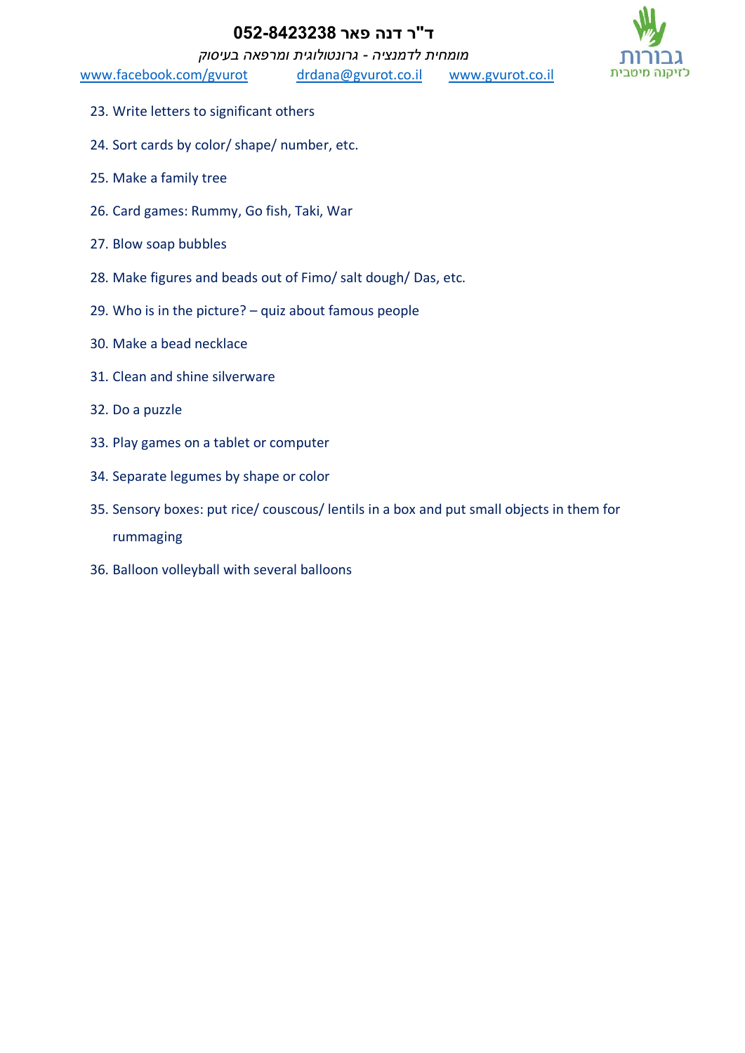23. Write letters to significant others
24. Sort cards by color/ shape/ number, etc.
25. Make a family tree
26. Card games: Rummy, Go fish, Taki, War
27. Blow soap bubbles
28. Make figures and beads out of Fimo/ salt dough/ Das, etc.
29. Who is in the picture? – quiz about famous people
30. Make a bead necklace
31. Clean and shine silverware
32. Do a puzzle
33. Play games on a tablet or computer
34. Separate legumes by shape or color
35. Sensory boxes: put rice/ couscous/ lentils in a box and put small objects in them for rummaging
36. Balloon volleyball with several balloons